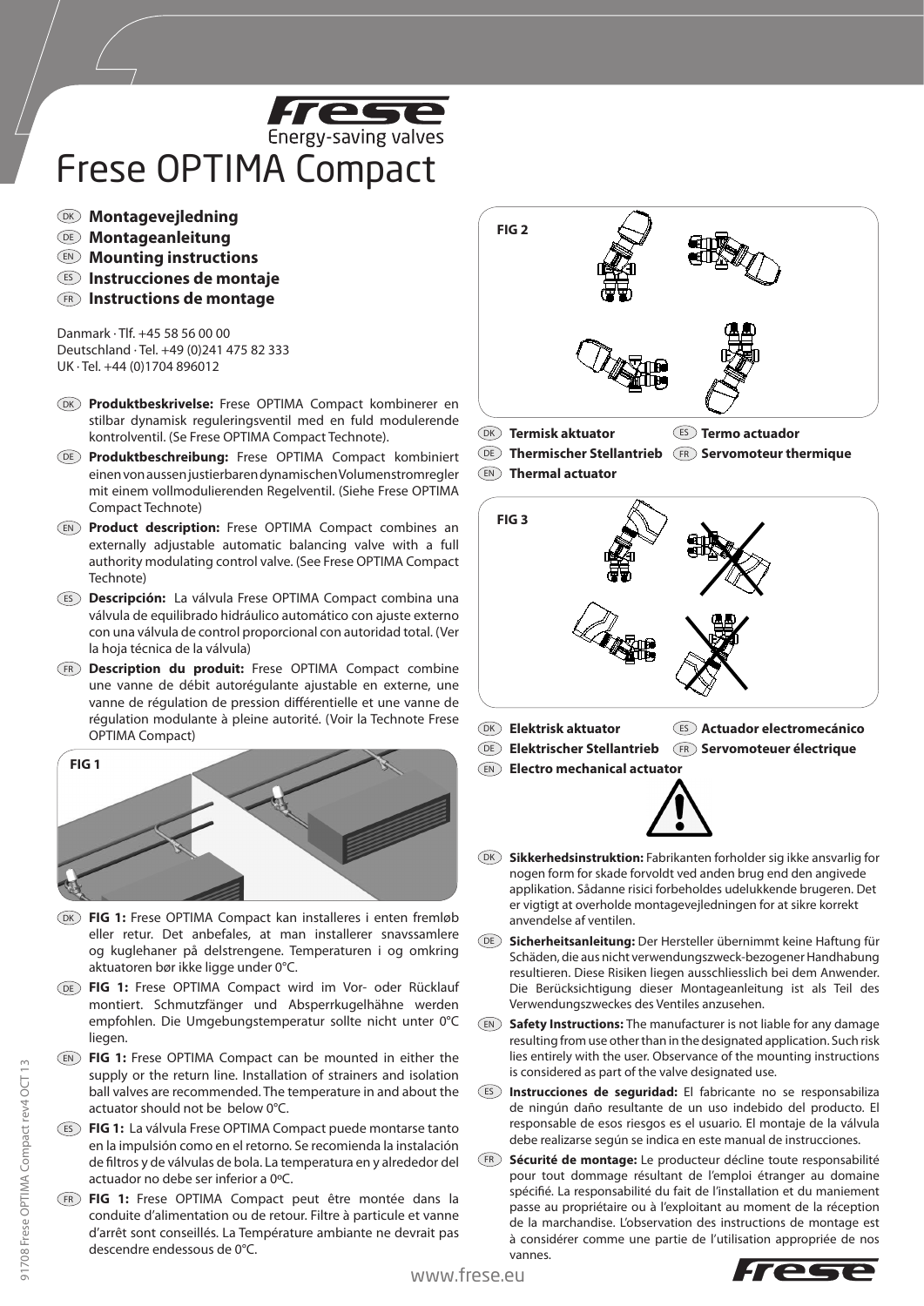Frese
Energy-saving valves

# Frese OPTIMA Compact

- DK **Montagevejledning**
- DE **Montageanleitung**
- EN **Mounting instructions**
- ES **Instrucciones de montaje**
- FR **Instructions de montage**

Danmark · Tlf. +45 58 56 00 00
Deutschland · Tel. +49 (0)241 475 82 333
UK · Tel. +44 (0)1704 896012

DK **Produktbeskrivelse:** Frese OPTIMA Compact kombinerer en stilbar dynamisk reguleringsventil med en fuld modulerende kontrolventil. (Se Frese OPTIMA Compact Technote).

DE **Produktbeschreibung:** Frese OPTIMA Compact kombiniert einen von aussen justierbaren dynamischen Volumenstromregler mit einem vollmodulierenden Regelventil. (Siehe Frese OPTIMA Compact Technote)

EN **Product description:** Frese OPTIMA Compact combines an externally adjustable automatic balancing valve with a full authority modulating control valve. (See Frese OPTIMA Compact Technote)

ES **Descripción:** La válvula Frese OPTIMA Compact combina una válvula de equilibrado hidráulico automático con ajuste externo con una válvula de control proporcional con autoridad total. (Ver la hoja técnica de la válvula)

FR **Description du produit:** Frese OPTIMA Compact combine une vanne de débit autorégulante ajustable en externe, une vanne de régulation de pression différentielle et une vanne de régulation modulante à pleine autorité. (Voir la Technote Frese OPTIMA Compact)

FIG 1

DK **FIG 1:** Frese OPTIMA Compact kan installeres i enten fremløb eller retur. Det anbefales, at man installerer snavssamlere og kuglehaner på delstrengene. Temperaturen i og omkring aktuatoren bør ikke ligge under 0°C.

DE **FIG 1:** Frese OPTIMA Compact wird im Vor- oder Rücklauf montiert. Schmutzfänger und Absperrkugelhähne werden empfohlen. Die Umgebungstemperatur sollte nicht unter 0°C liegen.

EN **FIG 1:** Frese OPTIMA Compact can be mounted in either the supply or the return line. Installation of strainers and isolation ball valves are recommended. The temperature in and about the actuator should not be below 0°C.

ES **FIG 1:** La válvula Frese OPTIMA Compact puede montarse tanto en la impulsión como en el retorno. Se recomienda la instalación de filtros y de válvulas de bola. La temperatura en y alrededor del actuador no debe ser inferior a 0ºC.

FR **FIG 1:** Frese OPTIMA Compact peut être montée dans la conduite d'alimentation ou de retour. Filtre à particule et vanne d'arrêt sont conseillés. La Température ambiante ne devrait pas descendre endessous de 0°C.

FIG 2

- DK **Termisk aktuator**
- DE **Thermischer Stellantrieb**
- EN **Thermal actuator**
- ES **Termo actuador**
- FR **Servomoteur thermique**

FIG 3

- DK **Elektrisk aktuator**
- DE **Elektrischer Stellantrieb**
- EN **Electro mechanical actuator**
- ES **Actuador electromecánico**
- FR **Servomoteuer éléctrique**

DK **Sikkerhedsinstruktion:** Fabrikanten forholder sig ikke ansvarlig for nogen form for skade forvoldt ved anden brug end den angivede applikation. Sådanne risici forbeholdes udelukkende brugeren. Det er vigtigt at overholde montagevejledningen for at sikre korrekt anvendelse af ventilen.

DE **Sicherheitsanleitung:** Der Hersteller übernimmt keine Haftung für Schäden, die aus nicht verwendungszweck-bezogener Handhabung resultieren. Diese Risiken liegen ausschliesslich bei dem Anwender. Die Berücksichtigung dieser Montageanleitung ist als Teil des Verwendungszweckes des Ventiles anzusehen.

EN **Safety Instructions:** The manufacturer is not liable for any damage resulting from use other than in the designated application. Such risk lies entirely with the user. Observance of the mounting instructions is considered as part of the valve designated use.

ES **Instrucciones de seguridad:** El fabricante no se responsabiliza de ningún daño resultante de un uso indebido del producto. El responsable de esos riesgos es el usuario. El montaje de la válvula debe realizarse según se indica en este manual de instrucciones.

FR **Sécurité de montage:** Le producteur décline toute responsabilité pour tout dommage résultant de l'emploi étranger au domaine spécifié. La responsabilité du fait de l'installation et du maniement passe au propriétaire ou à l'exploitant au moment de la réception de la marchandise. L'observation des instructions de montage est à considérer comme une partie de l'utilisation appropriée de nos vannes.

www.frese.eu

91708 Frese OPTIMA Compact rev4 OCT 13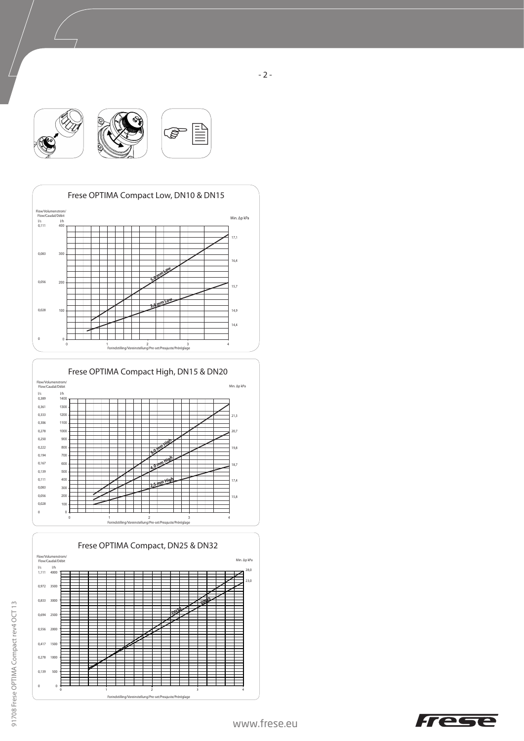## Frese OPTIMA Compact Low, DN10 & DN15

Flow/Volumenstrom/
Flow/Caudal/Débit

l/s
l/h

0,111 400
0,083 300
0,056 200
0,028 100
0 0

Min. Δp kPa

17,1
16,4
15,7
14,9
14,4

5,0 mm Low
2,5 mm Low

0 1 2 3 4

Forindstilling/Voreinstellung/Pre-set/Preajuste/Préréglage

## Frese OPTIMA Compact High, DN15 & DN20

Flow/Volumenstrom/
Flow/Caudal/Débit

l/s
l/h

0,389 1400
0,361 1300
0,333 1200
0,306 1100
0,278 1000
0,250 900
0,222 800
0,194 700
0,167 600
0,139 500
0,111 400
0,083 300
0,056 200
0,028 100
0 0

Min. Δp kPa

21,3
20,7
19,8
18,7
17,4
15,8

5,0 mm High
4,0 mm High
2,5 mm High

0 1 2 3 4

Forindstilling/Voreinstellung/Pre-set/Preajuste/Préréglage

## Frese OPTIMA Compact, DN25 & DN32

Flow/Volumenstrom/
Flow/Caudal/Débit

l/s
l/h

1,111 4000
0,972 3500
0,833 3000
0,694 2500
0,556 2000
0,417 1500
0,278 1000
0,139 500
0 0

Min. Δp kPa

28,0
23,0

DN32
DN25

0 1 2 3 4

Forindstilling/Voreinstellung/Pre-set/Preajuste/Préréglage

91708 Frese OPTIMA Compact rev4 OCT 13

www.frese.eu